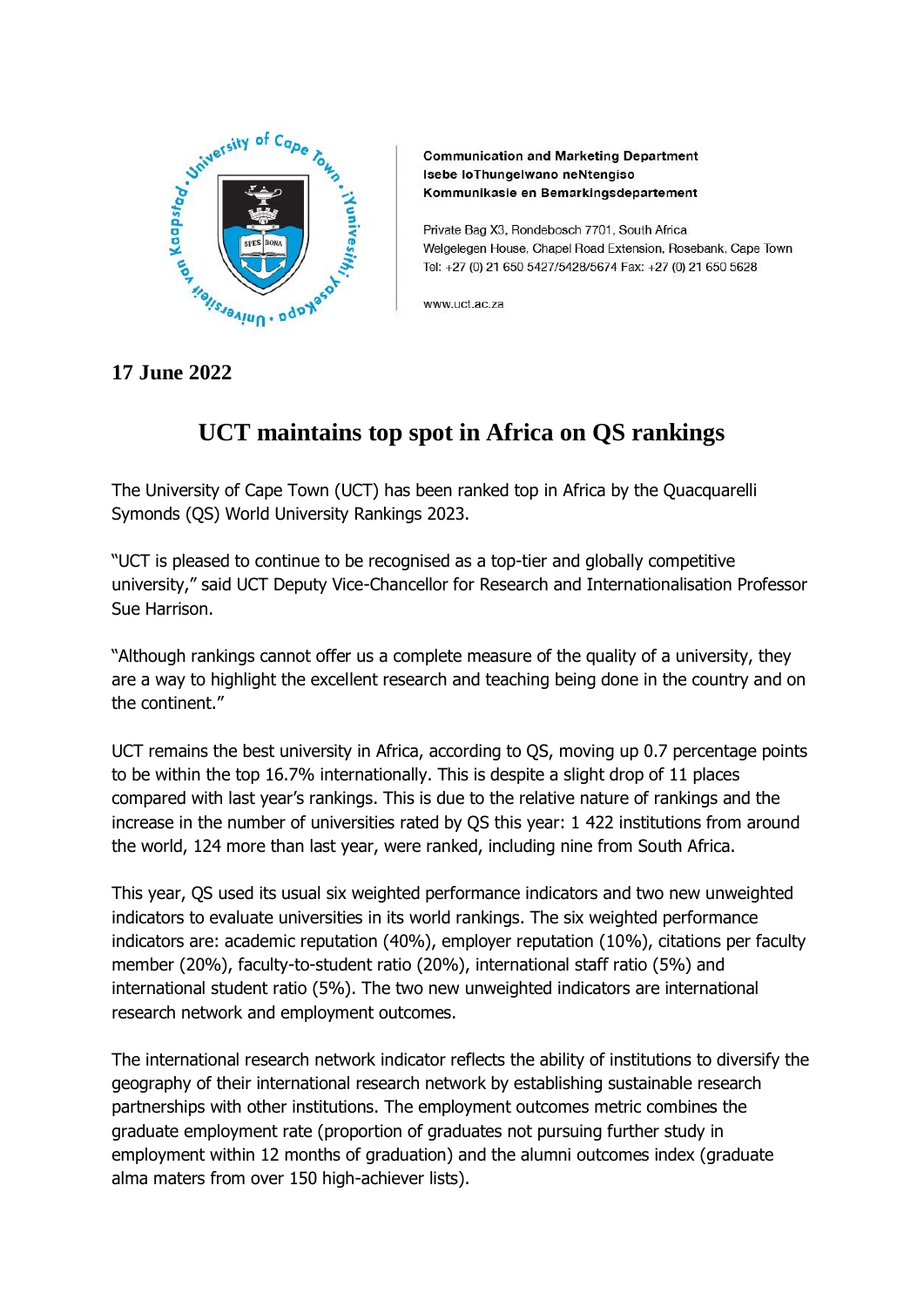**Communication and Marketing Department**
**Isebe loThungelwano neNtengiso**
**Kommunikasie en Bemarkingsdepartement**

Private Bag X3, Rondebosch 7701, South Africa
Welgelegen House, Chapel Road Extension, Rosebank, Cape Town
Tel: +27 (0) 21 650 5427/5428/5674 Fax: +27 (0) 21 650 5628

www.uct.ac.za

**17 June 2022**

# UCT maintains top spot in Africa on QS rankings

The University of Cape Town (UCT) has been ranked top in Africa by the Quacquarelli Symonds (QS) World University Rankings 2023.

"UCT is pleased to continue to be recognised as a top-tier and globally competitive university," said UCT Deputy Vice-Chancellor for Research and Internationalisation Professor Sue Harrison.

"Although rankings cannot offer us a complete measure of the quality of a university, they are a way to highlight the excellent research and teaching being done in the country and on the continent."

UCT remains the best university in Africa, according to QS, moving up 0.7 percentage points to be within the top 16.7% internationally. This is despite a slight drop of 11 places compared with last year's rankings. This is due to the relative nature of rankings and the increase in the number of universities rated by QS this year: 1 422 institutions from around the world, 124 more than last year, were ranked, including nine from South Africa.

This year, QS used its usual six weighted performance indicators and two new unweighted indicators to evaluate universities in its world rankings. The six weighted performance indicators are: academic reputation (40%), employer reputation (10%), citations per faculty member (20%), faculty-to-student ratio (20%), international staff ratio (5%) and international student ratio (5%). The two new unweighted indicators are international research network and employment outcomes.

The international research network indicator reflects the ability of institutions to diversify the geography of their international research network by establishing sustainable research partnerships with other institutions. The employment outcomes metric combines the graduate employment rate (proportion of graduates not pursuing further study in employment within 12 months of graduation) and the alumni outcomes index (graduate alma maters from over 150 high-achiever lists).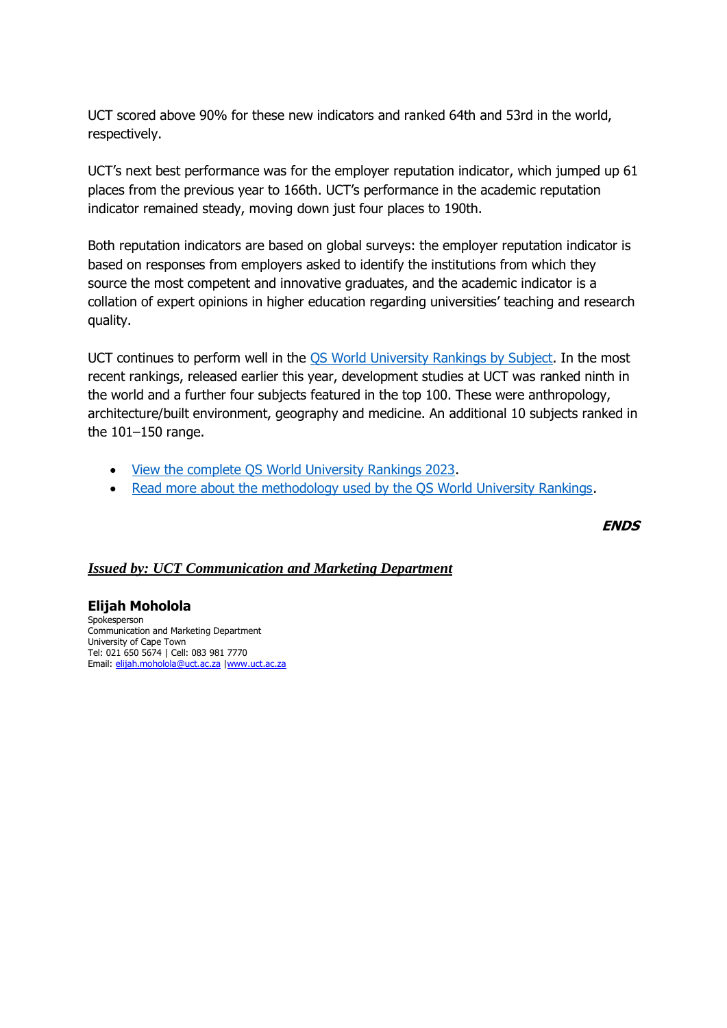UCT scored above 90% for these new indicators and ranked 64th and 53rd in the world, respectively.

UCT's next best performance was for the employer reputation indicator, which jumped up 61 places from the previous year to 166th. UCT's performance in the academic reputation indicator remained steady, moving down just four places to 190th.

Both reputation indicators are based on global surveys: the employer reputation indicator is based on responses from employers asked to identify the institutions from which they source the most competent and innovative graduates, and the academic indicator is a collation of expert opinions in higher education regarding universities' teaching and research quality.

UCT continues to perform well in the QS World University Rankings by Subject. In the most recent rankings, released earlier this year, development studies at UCT was ranked ninth in the world and a further four subjects featured in the top 100. These were anthropology, architecture/built environment, geography and medicine. An additional 10 subjects ranked in the 101–150 range.

- View the complete QS World University Rankings 2023.
- Read more about the methodology used by the QS World University Rankings.

***ENDS***

***Issued by: UCT Communication and Marketing Department***

**Elijah Moholola**
Spokesperson
Communication and Marketing Department
University of Cape Town
Tel: 021 650 5674 | Cell: 083 981 7770
Email: elijah.moholola@uct.ac.za | www.uct.ac.za